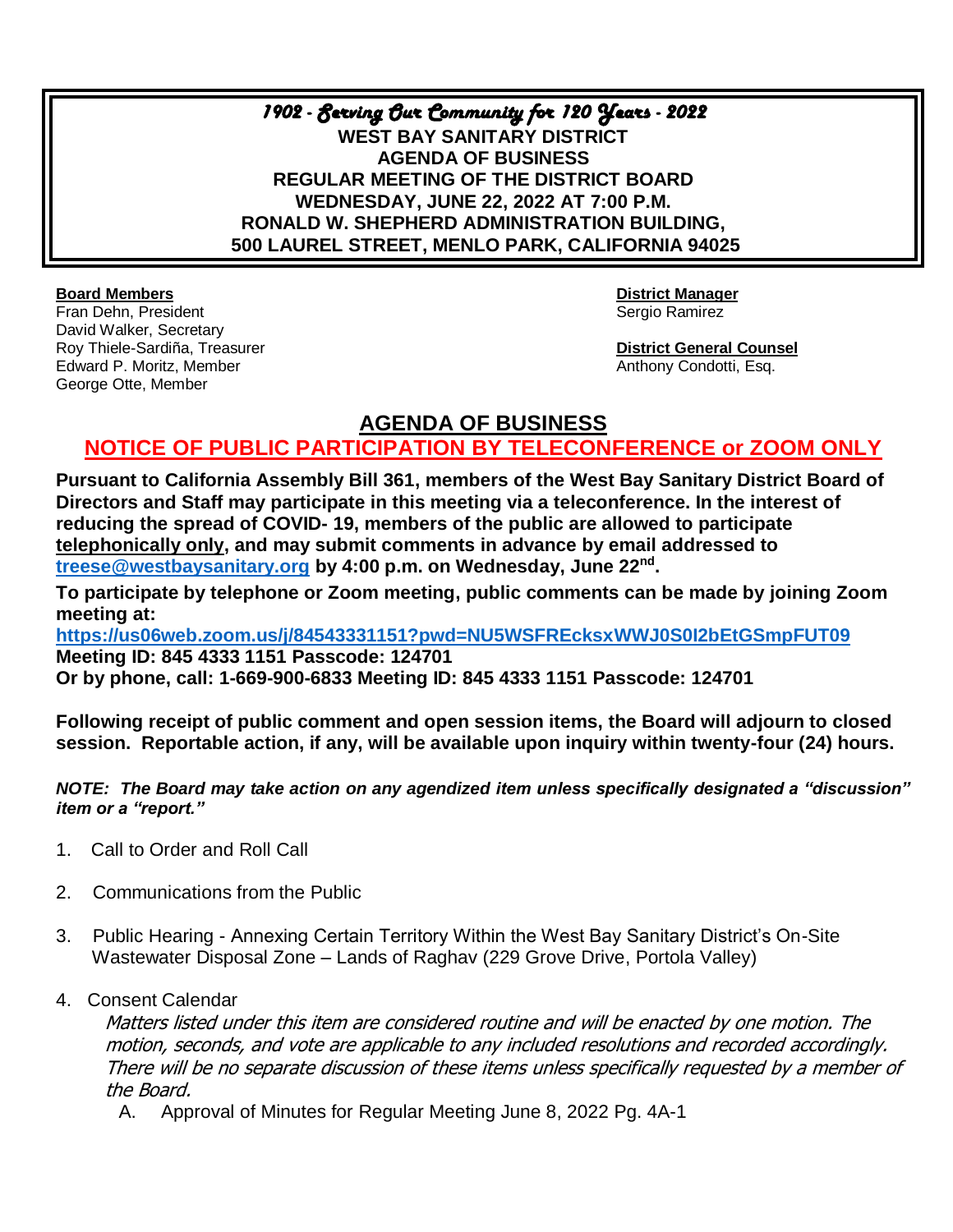*1902 - Serving Our Community for 120 Years - 2022*

**WEST BAY SANITARY DISTRICT**
**AGENDA OF BUSINESS**
**REGULAR MEETING OF THE DISTRICT BOARD**
**WEDNESDAY, JUNE 22, 2022 AT 7:00 P.M.**
**RONALD W. SHEPHERD ADMINISTRATION BUILDING,**
**500 LAUREL STREET, MENLO PARK, CALIFORNIA 94025**

**Board Members**
Fran Dehn, President
David Walker, Secretary
Roy Thiele-Sardiña, Treasurer
Edward P. Moritz, Member
George Otte, Member

**District Manager**
Sergio Ramirez

**District General Counsel**
Anthony Condotti, Esq.

## AGENDA OF BUSINESS

## NOTICE OF PUBLIC PARTICIPATION BY TELECONFERENCE or ZOOM ONLY

**Pursuant to California Assembly Bill 361, members of the West Bay Sanitary District Board of Directors and Staff may participate in this meeting via a teleconference. In the interest of reducing the spread of COVID- 19, members of the public are allowed to participate telephonically only, and may submit comments in advance by email addressed to treese@westbaysanitary.org by 4:00 p.m. on Wednesday, June 22nd.**

**To participate by telephone or Zoom meeting, public comments can be made by joining Zoom meeting at:**
**https://us06web.zoom.us/j/84543331151?pwd=NU5WSFREcksxWWJ0S0I2bEtGSmpFUT09**
**Meeting ID: 845 4333 1151 Passcode: 124701**
**Or by phone, call: 1-669-900-6833 Meeting ID: 845 4333 1151 Passcode: 124701**

**Following receipt of public comment and open session items, the Board will adjourn to closed session. Reportable action, if any, will be available upon inquiry within twenty-four (24) hours.**

***NOTE: The Board may take action on any agendized item unless specifically designated a "discussion" item or a "report."***

1. Call to Order and Roll Call
2. Communications from the Public
3. Public Hearing - Annexing Certain Territory Within the West Bay Sanitary District's On-Site Wastewater Disposal Zone – Lands of Raghav (229 Grove Drive, Portola Valley)
4. Consent Calendar

   *Matters listed under this item are considered routine and will be enacted by one motion. The motion, seconds, and vote are applicable to any included resolutions and recorded accordingly. There will be no separate discussion of these items unless specifically requested by a member of the Board.*

   A. Approval of Minutes for Regular Meeting June 8, 2022 Pg. 4A-1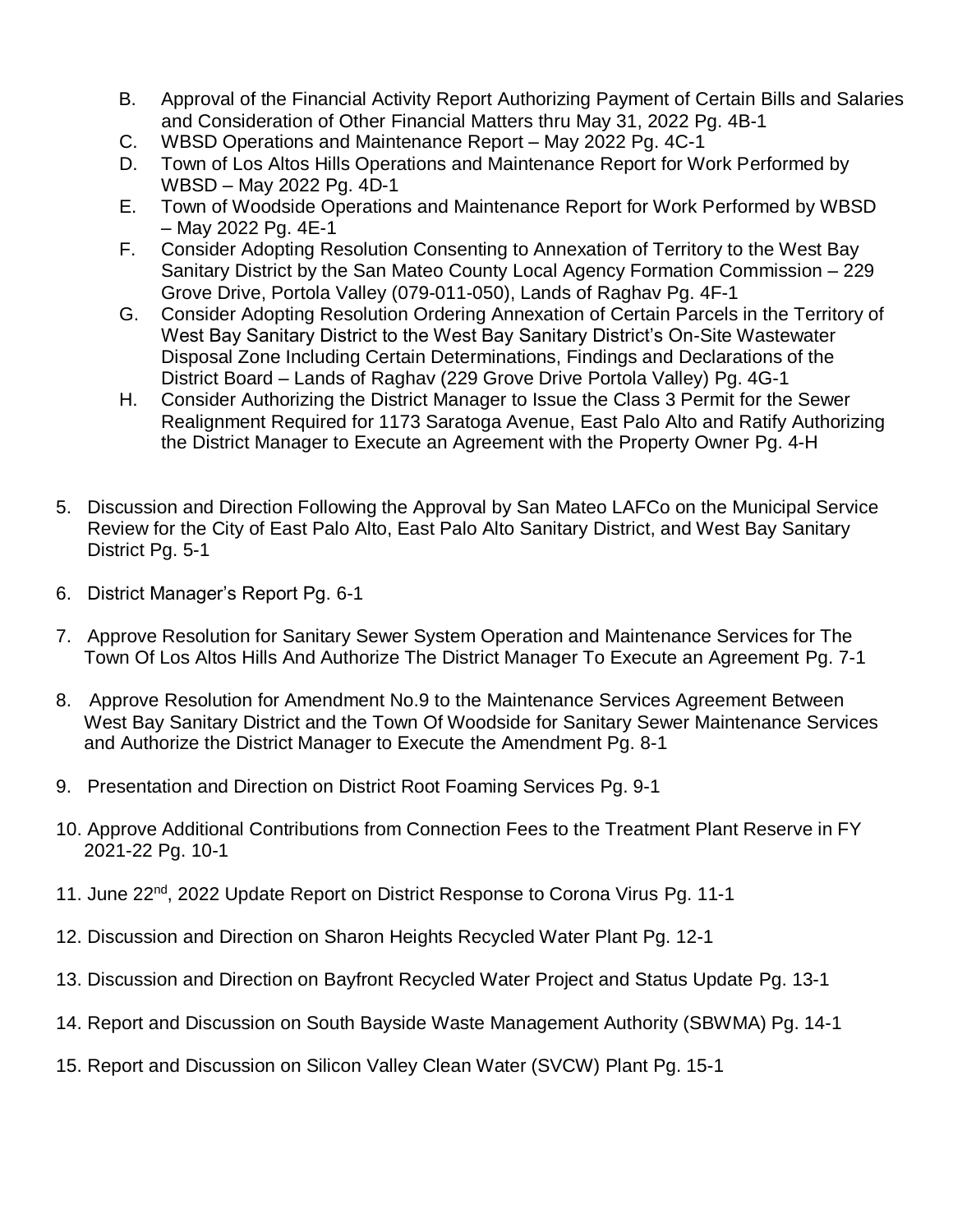B. Approval of the Financial Activity Report Authorizing Payment of Certain Bills and Salaries and Consideration of Other Financial Matters thru May 31, 2022 Pg. 4B-1
C. WBSD Operations and Maintenance Report – May 2022 Pg. 4C-1
D. Town of Los Altos Hills Operations and Maintenance Report for Work Performed by WBSD – May 2022 Pg. 4D-1
E. Town of Woodside Operations and Maintenance Report for Work Performed by WBSD – May 2022 Pg. 4E-1
F. Consider Adopting Resolution Consenting to Annexation of Territory to the West Bay Sanitary District by the San Mateo County Local Agency Formation Commission – 229 Grove Drive, Portola Valley (079-011-050), Lands of Raghav Pg. 4F-1
G. Consider Adopting Resolution Ordering Annexation of Certain Parcels in the Territory of West Bay Sanitary District to the West Bay Sanitary District's On-Site Wastewater Disposal Zone Including Certain Determinations, Findings and Declarations of the District Board – Lands of Raghav (229 Grove Drive Portola Valley) Pg. 4G-1
H. Consider Authorizing the District Manager to Issue the Class 3 Permit for the Sewer Realignment Required for 1173 Saratoga Avenue, East Palo Alto and Ratify Authorizing the District Manager to Execute an Agreement with the Property Owner Pg. 4-H

5. Discussion and Direction Following the Approval by San Mateo LAFCo on the Municipal Service Review for the City of East Palo Alto, East Palo Alto Sanitary District, and West Bay Sanitary District Pg. 5-1

6. District Manager's Report Pg. 6-1

7. Approve Resolution for Sanitary Sewer System Operation and Maintenance Services for The Town Of Los Altos Hills And Authorize The District Manager To Execute an Agreement Pg. 7-1

8. Approve Resolution for Amendment No.9 to the Maintenance Services Agreement Between West Bay Sanitary District and the Town Of Woodside for Sanitary Sewer Maintenance Services and Authorize the District Manager to Execute the Amendment Pg. 8-1

9. Presentation and Direction on District Root Foaming Services Pg. 9-1

10. Approve Additional Contributions from Connection Fees to the Treatment Plant Reserve in FY 2021-22 Pg. 10-1

11. June 22nd, 2022 Update Report on District Response to Corona Virus Pg. 11-1

12. Discussion and Direction on Sharon Heights Recycled Water Plant Pg. 12-1

13. Discussion and Direction on Bayfront Recycled Water Project and Status Update Pg. 13-1

14. Report and Discussion on South Bayside Waste Management Authority (SBWMA) Pg. 14-1

15. Report and Discussion on Silicon Valley Clean Water (SVCW) Plant Pg. 15-1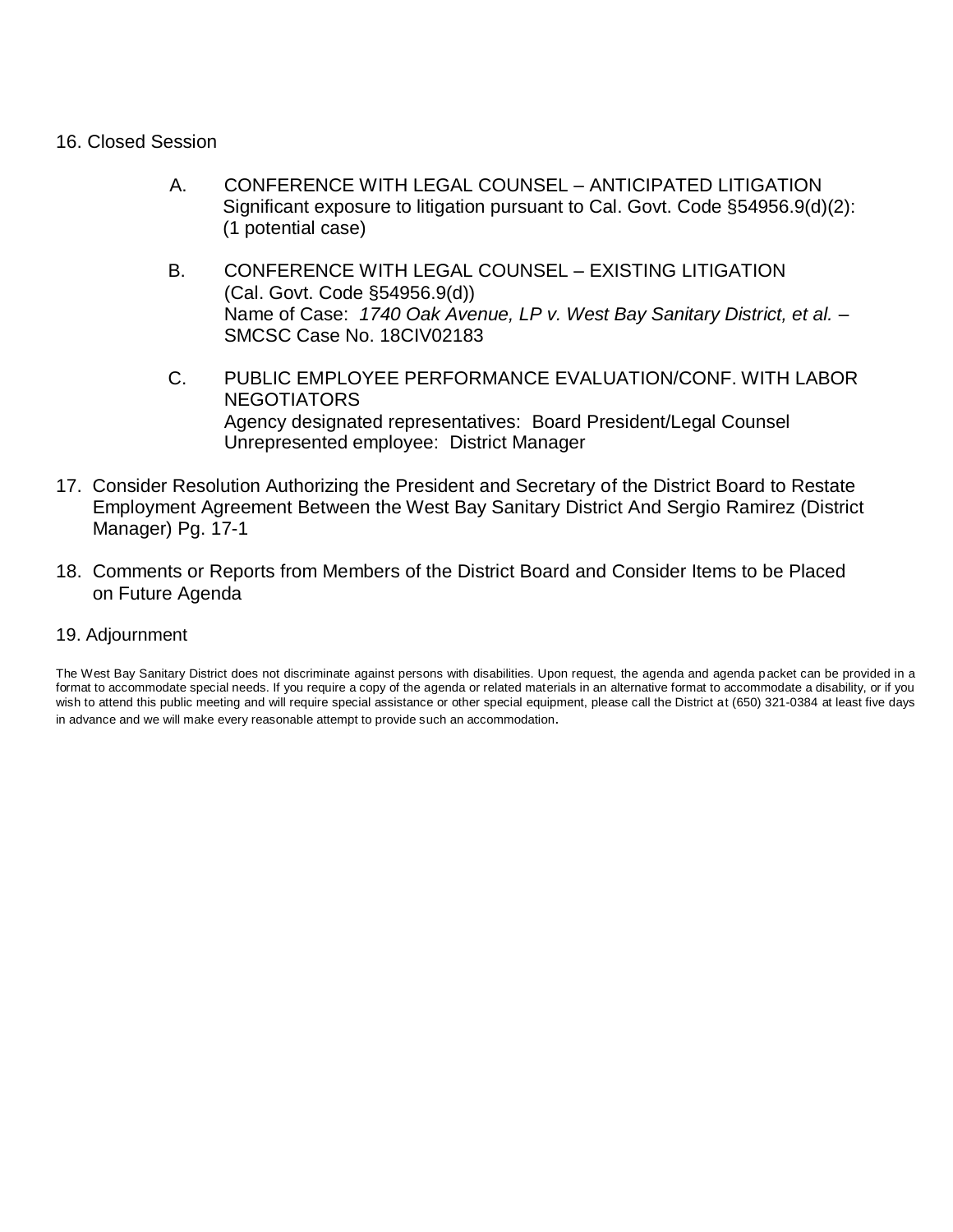16. Closed Session

    A. CONFERENCE WITH LEGAL COUNSEL – ANTICIPATED LITIGATION
    Significant exposure to litigation pursuant to Cal. Govt. Code §54956.9(d)(2):
    (1 potential case)

    B. CONFERENCE WITH LEGAL COUNSEL – EXISTING LITIGATION
    (Cal. Govt. Code §54956.9(d))
    Name of Case: *1740 Oak Avenue, LP v. West Bay Sanitary District, et al.* – SMCSC Case No. 18CIV02183

    C. PUBLIC EMPLOYEE PERFORMANCE EVALUATION/CONF. WITH LABOR NEGOTIATORS
    Agency designated representatives: Board President/Legal Counsel
    Unrepresented employee: District Manager

17. Consider Resolution Authorizing the President and Secretary of the District Board to Restate Employment Agreement Between the West Bay Sanitary District And Sergio Ramirez (District Manager) Pg. 17-1

18. Comments or Reports from Members of the District Board and Consider Items to be Placed on Future Agenda

19. Adjournment

The West Bay Sanitary District does not discriminate against persons with disabilities. Upon request, the agenda and agenda packet can be provided in a format to accommodate special needs. If you require a copy of the agenda or related materials in an alternative format to accommodate a disability, or if you wish to attend this public meeting and will require special assistance or other special equipment, please call the District at (650) 321-0384 at least five days in advance and we will make every reasonable attempt to provide such an accommodation.